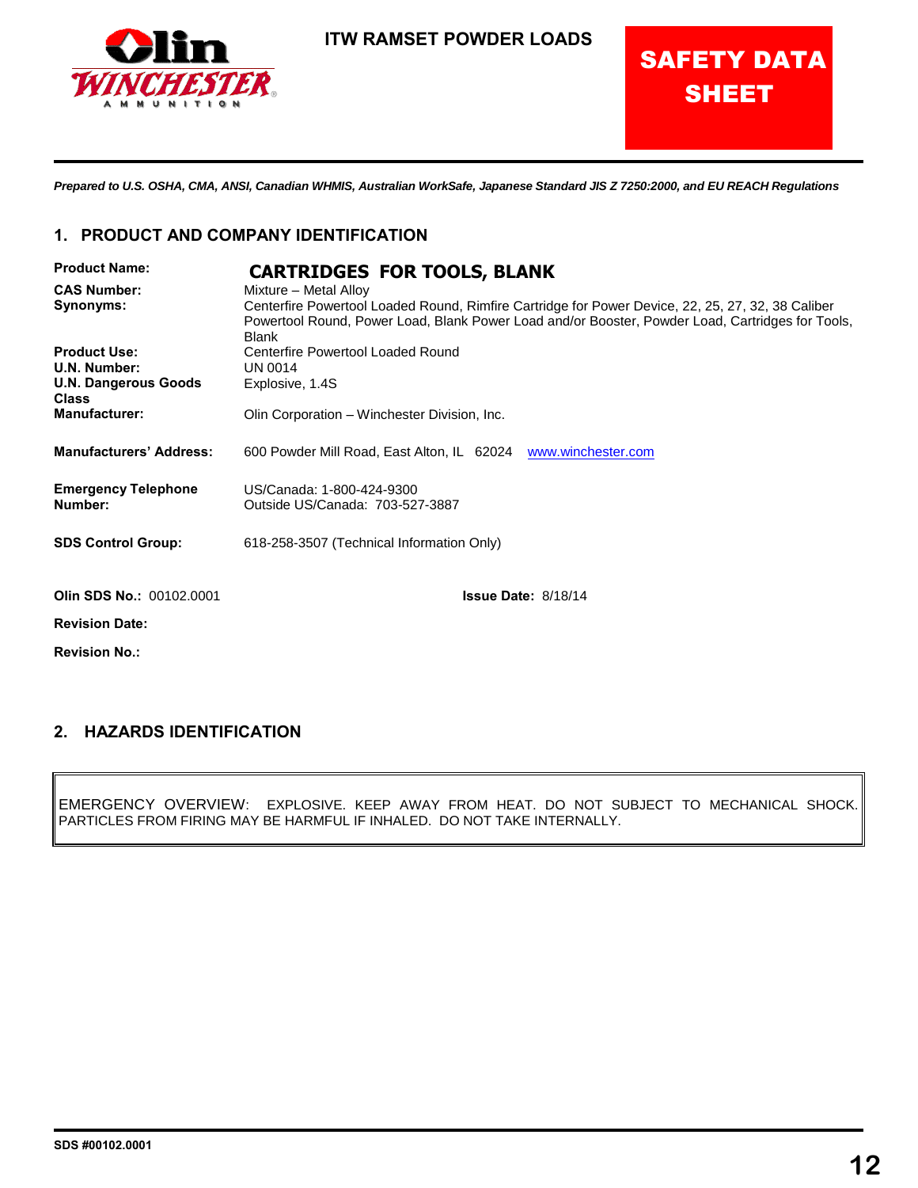ITW RAMSET POWDER LOADS

**SAFETY DATA SHEET**

*Prepared to U.S. OSHA, CMA, ANSI, Canadian WHMIS, Australian WorkSafe, Japanese Standard JIS Z 7250:2000, and EU REACH Regulations*

## 1. PRODUCT AND COMPANY IDENTIFICATION

| | |
|---|---|
| **Product Name:** | **CARTRIDGES FOR TOOLS, BLANK** |
| **CAS Number:** | Mixture – Metal Alloy |
| **Synonyms:** | Centerfire Powertool Loaded Round, Rimfire Cartridge for Power Device, 22, 25, 27, 32, 38 Caliber Powertool Round, Power Load, Blank Power Load and/or Booster, Powder Load, Cartridges for Tools, Blank |
| **Product Use:** | Centerfire Powertool Loaded Round |
| **U.N. Number:** | UN 0014 |
| **U.N. Dangerous Goods Class** | Explosive, 1.4S |
| **Manufacturer:** | Olin Corporation – Winchester Division, Inc. |
| **Manufacturers' Address:** | 600 Powder Mill Road, East Alton, IL 62024 www.winchester.com |
| **Emergency Telephone Number:** | US/Canada: 1-800-424-9300<br>Outside US/Canada: 703-527-3887 |
| **SDS Control Group:** | 618-258-3507 (Technical Information Only) |

**Olin SDS No.:** 00102.0001

**Issue Date:** 8/18/14

**Revision Date:**

**Revision No.:**

## 2. HAZARDS IDENTIFICATION

EMERGENCY OVERVIEW: EXPLOSIVE. KEEP AWAY FROM HEAT. DO NOT SUBJECT TO MECHANICAL SHOCK. PARTICLES FROM FIRING MAY BE HARMFUL IF INHALED. DO NOT TAKE INTERNALLY.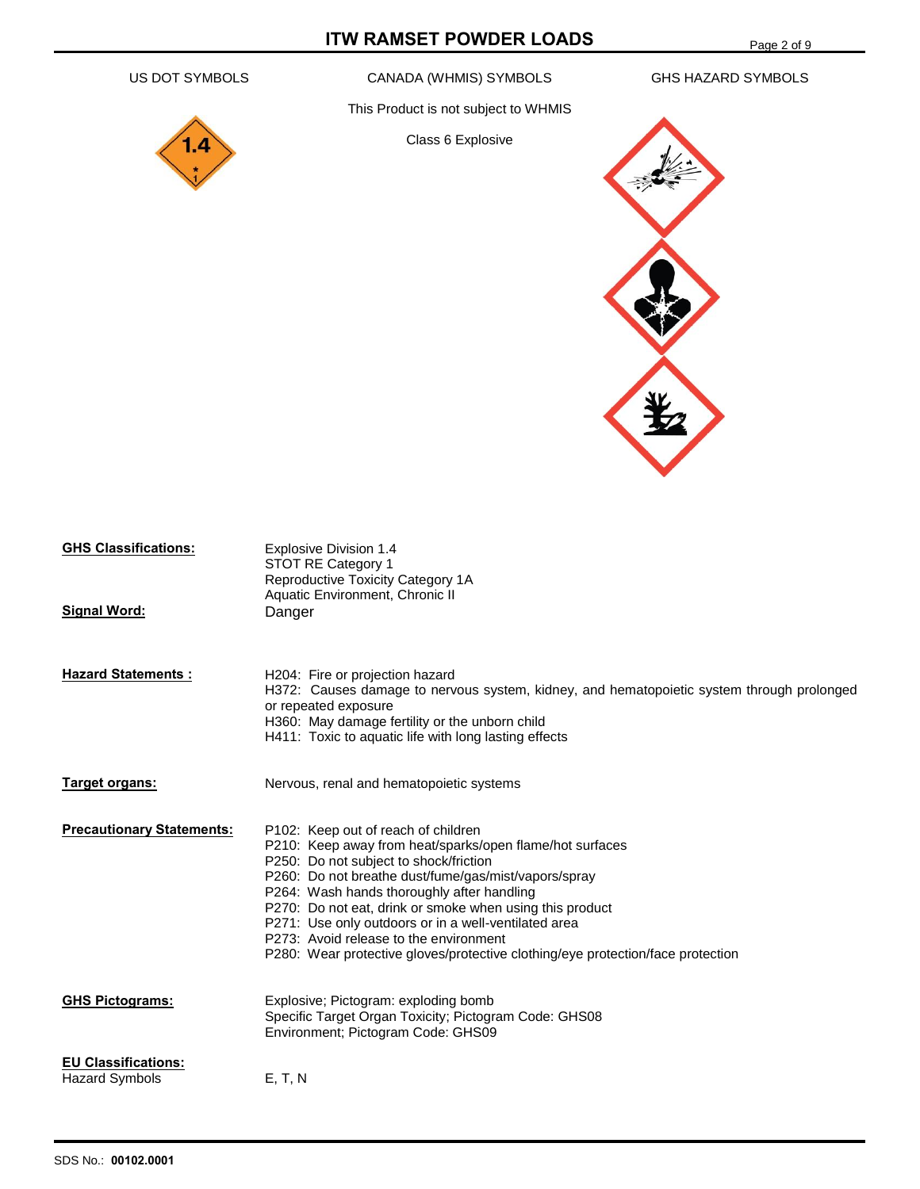| US DOT SYMBOLS | CANADA (WHMIS) SYMBOLS | GHS HAZARD SYMBOLS |
|---|---|---|
| | This Product is not subject to WHMIS | |
| | Class 6 Explosive | |

**GHS Classifications:** Explosive Division 1.4
STOT RE Category 1
Reproductive Toxicity Category 1A
Aquatic Environment, Chronic II

**Signal Word:** Danger

**Hazard Statements :**
H204: Fire or projection hazard
H372: Causes damage to nervous system, kidney, and hematopoietic system through prolonged or repeated exposure
H360: May damage fertility or the unborn child
H411: Toxic to aquatic life with long lasting effects

**Target organs:** Nervous, renal and hematopoietic systems

**Precautionary Statements:**
P102: Keep out of reach of children
P210: Keep away from heat/sparks/open flame/hot surfaces
P250: Do not subject to shock/friction
P260: Do not breathe dust/fume/gas/mist/vapors/spray
P264: Wash hands thoroughly after handling
P270: Do not eat, drink or smoke when using this product
P271: Use only outdoors or in a well-ventilated area
P273: Avoid release to the environment
P280: Wear protective gloves/protective clothing/eye protection/face protection

**GHS Pictograms:**
Explosive; Pictogram: exploding bomb
Specific Target Organ Toxicity; Pictogram Code: GHS08
Environment; Pictogram Code: GHS09

**EU Classifications:**
Hazard Symbols E, T, N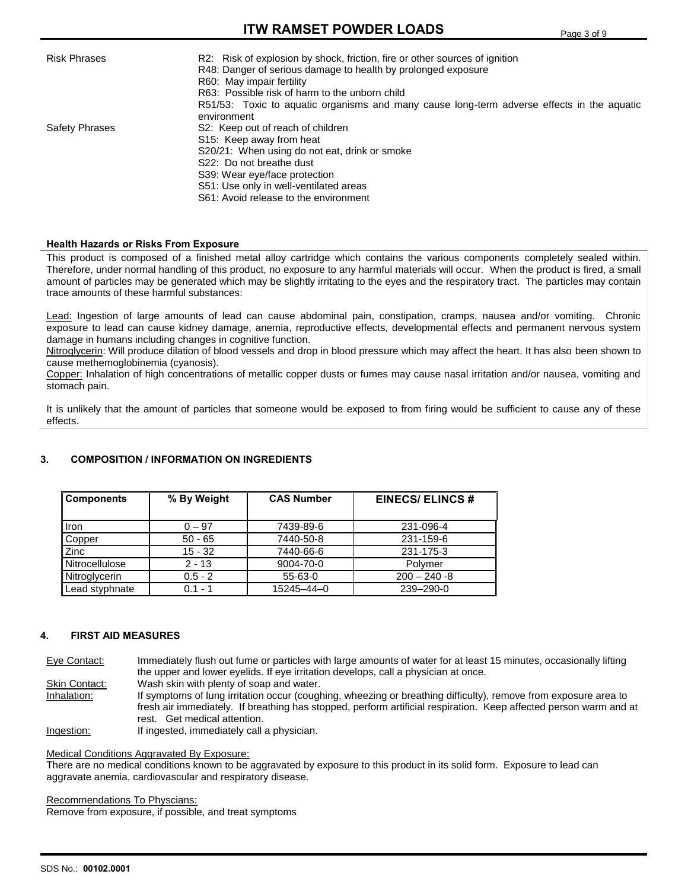| | |
|---|---|
| Risk Phrases | R2: Risk of explosion by shock, friction, fire or other sources of ignition<br>R48: Danger of serious damage to health by prolonged exposure<br>R60: May impair fertility<br>R63: Possible risk of harm to the unborn child<br>R51/53: Toxic to aquatic organisms and many cause long-term adverse effects in the aquatic environment |
| Safety Phrases | S2: Keep out of reach of children<br>S15: Keep away from heat<br>S20/21: When using do not eat, drink or smoke<br>S22: Do not breathe dust<br>S39: Wear eye/face protection<br>S51: Use only in well-ventilated areas<br>S61: Avoid release to the environment |

**Health Hazards or Risks From Exposure**

This product is composed of a finished metal alloy cartridge which contains the various components completely sealed within. Therefore, under normal handling of this product, no exposure to any harmful materials will occur. When the product is fired, a small amount of particles may be generated which may be slightly irritating to the eyes and the respiratory tract. The particles may contain trace amounts of these harmful substances:

Lead: Ingestion of large amounts of lead can cause abdominal pain, constipation, cramps, nausea and/or vomiting. Chronic exposure to lead can cause kidney damage, anemia, reproductive effects, developmental effects and permanent nervous system damage in humans including changes in cognitive function.
Nitroglycerin: Will produce dilation of blood vessels and drop in blood pressure which may affect the heart. It has also been shown to cause methemoglobinemia (cyanosis).
Copper: Inhalation of high concentrations of metallic copper dusts or fumes may cause nasal irritation and/or nausea, vomiting and stomach pain.

It is unlikely that the amount of particles that someone would be exposed to from firing would be sufficient to cause any of these effects.

## 3. COMPOSITION / INFORMATION ON INGREDIENTS

| Components | % By Weight | CAS Number | EINECS/ ELINCS # |
|---|---|---|---|
| Iron | 0 – 97 | 7439-89-6 | 231-096-4 |
| Copper | 50 - 65 | 7440-50-8 | 231-159-6 |
| Zinc | 15 - 32 | 7440-66-6 | 231-175-3 |
| Nitrocellulose | 2 - 13 | 9004-70-0 | Polymer |
| Nitroglycerin | 0.5 - 2 | 55-63-0 | 200 – 240 -8 |
| Lead styphnate | 0.1 - 1 | 15245–44–0 | 239–290-0 |

## 4. FIRST AID MEASURES

| | |
|---|---|
| Eye Contact: | Immediately flush out fume or particles with large amounts of water for at least 15 minutes, occasionally lifting the upper and lower eyelids. If eye irritation develops, call a physician at once. |
| Skin Contact: | Wash skin with plenty of soap and water. |
| Inhalation: | If symptoms of lung irritation occur (coughing, wheezing or breathing difficulty), remove from exposure area to fresh air immediately. If breathing has stopped, perform artificial respiration. Keep affected person warm and at rest. Get medical attention. |
| Ingestion: | If ingested, immediately call a physician. |

Medical Conditions Aggravated By Exposure:
There are no medical conditions known to be aggravated by exposure to this product in its solid form. Exposure to lead can aggravate anemia, cardiovascular and respiratory disease.

Recommendations To Physcians:
Remove from exposure, if possible, and treat symptoms

SDS No.: **00102.0001**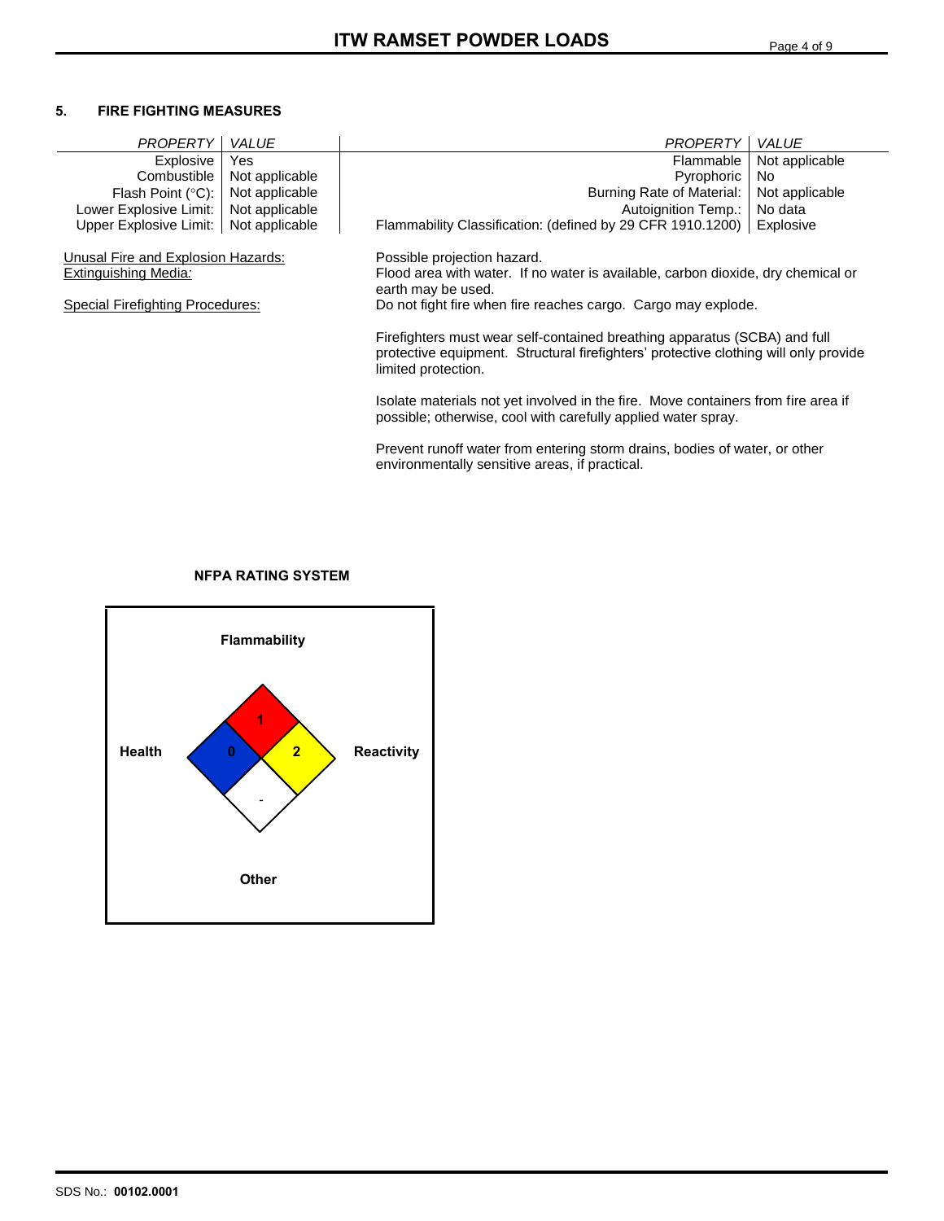## 5. FIRE FIGHTING MEASURES

| PROPERTY | VALUE | PROPERTY | VALUE |
|---|---|---|---|
| Explosive | Yes | Flammable | Not applicable |
| Combustible | Not applicable | Pyrophoric | No |
| Flash Point (°C): | Not applicable | Burning Rate of Material: | Not applicable |
| Lower Explosive Limit: | Not applicable | Autoignition Temp.: | No data |
| Upper Explosive Limit: | Not applicable | Flammability Classification: (defined by 29 CFR 1910.1200) | Explosive |

Unusal Fire and Explosion Hazards: Possible projection hazard.

Extinguishing Media: Flood area with water. If no water is available, carbon dioxide, dry chemical or earth may be used.

Special Firefighting Procedures: Do not fight fire when fire reaches cargo. Cargo may explode.

Firefighters must wear self-contained breathing apparatus (SCBA) and full protective equipment. Structural firefighters' protective clothing will only provide limited protection.

Isolate materials not yet involved in the fire. Move containers from fire area if possible; otherwise, cool with carefully applied water spray.

Prevent runoff water from entering storm drains, bodies of water, or other environmentally sensitive areas, if practical.

**NFPA RATING SYSTEM**

Flammability: 1

Health: 0

Reactivity: 2

Other: -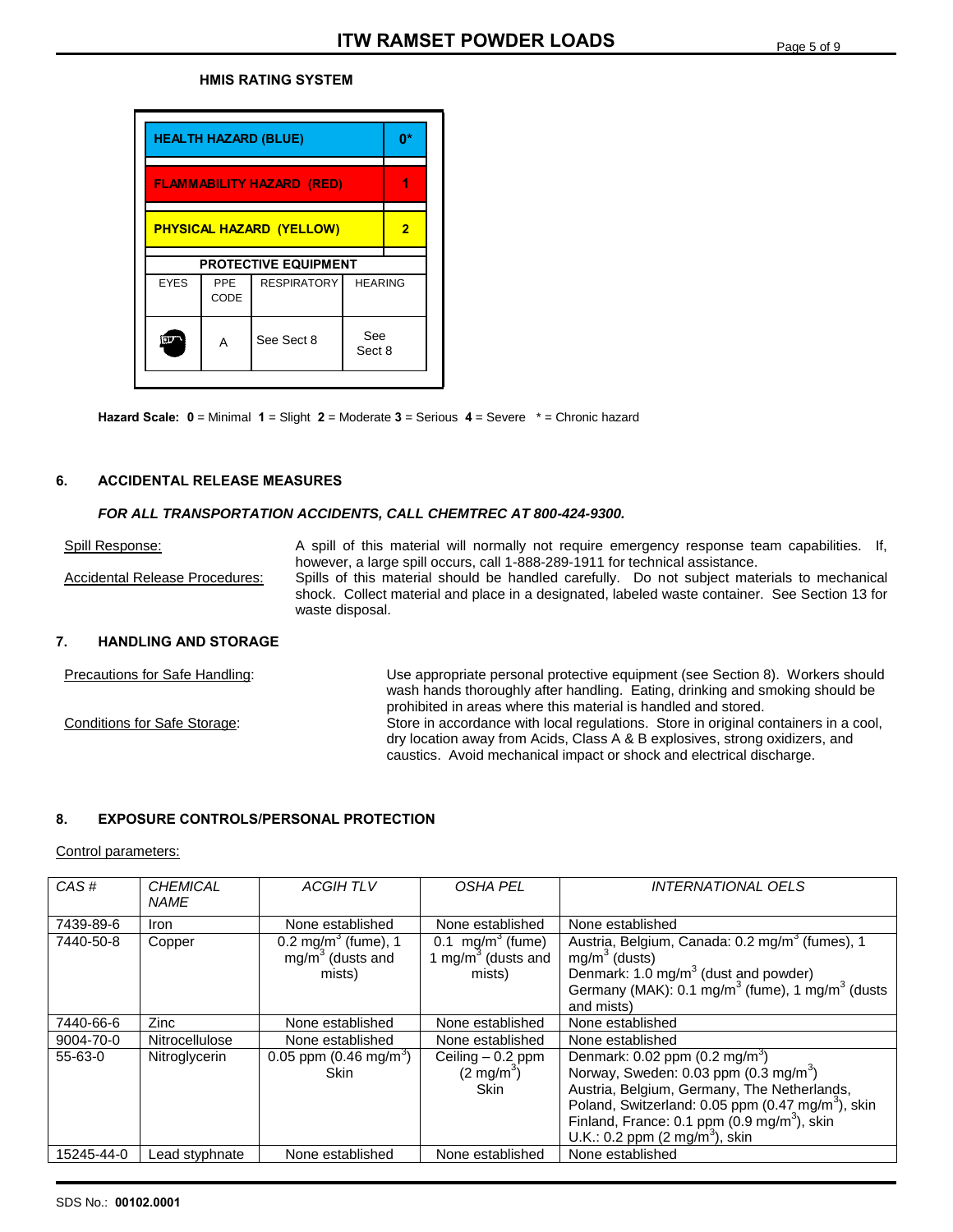### HMIS RATING SYSTEM

| | | | |
|---|---|---|---|
| HEALTH HAZARD (BLUE) | | | 0* |
| FLAMMABILITY HAZARD (RED) | | | 1 |
| PHYSICAL HAZARD (YELLOW) | | | 2 |
| PROTECTIVE EQUIPMENT | | | |
| EYES | PPE CODE | RESPIRATORY | HEARING |
| | A | See Sect 8 | See Sect 8 |

**Hazard Scale:** **0** = Minimal **1** = Slight **2** = Moderate **3** = Serious **4** = Severe * = Chronic hazard

## 6. ACCIDENTAL RELEASE MEASURES

***FOR ALL TRANSPORTATION ACCIDENTS, CALL CHEMTREC AT 800-424-9300.***

Spill Response: A spill of this material will normally not require emergency response team capabilities. If, however, a large spill occurs, call 1-888-289-1911 for technical assistance.

Accidental Release Procedures: Spills of this material should be handled carefully. Do not subject materials to mechanical shock. Collect material and place in a designated, labeled waste container. See Section 13 for waste disposal.

## 7. HANDLING AND STORAGE

Precautions for Safe Handling: Use appropriate personal protective equipment (see Section 8). Workers should wash hands thoroughly after handling. Eating, drinking and smoking should be prohibited in areas where this material is handled and stored.

Conditions for Safe Storage: Store in accordance with local regulations. Store in original containers in a cool, dry location away from Acids, Class A & B explosives, strong oxidizers, and caustics. Avoid mechanical impact or shock and electrical discharge.

## 8. EXPOSURE CONTROLS/PERSONAL PROTECTION

Control parameters:

| *CAS #* | *CHEMICAL NAME* | *ACGIH TLV* | *OSHA PEL* | *INTERNATIONAL OELS* |
|---|---|---|---|---|
| 7439-89-6 | Iron | None established | None established | None established |
| 7440-50-8 | Copper | 0.2 mg/m$^3$ (fume), 1 mg/m$^3$ (dusts and mists) | 0.1 mg/m$^3$ (fume) 1 mg/m$^3$ (dusts and mists) | Austria, Belgium, Canada: 0.2 mg/m$^3$ (fumes), 1 mg/m$^3$ (dusts)<br>Denmark: 1.0 mg/m$^3$ (dust and powder)<br>Germany (MAK): 0.1 mg/m$^3$ (fume), 1 mg/m$^3$ (dusts and mists) |
| 7440-66-6 | Zinc | None established | None established | None established |
| 9004-70-0 | Nitrocellulose | None established | None established | None established |
| 55-63-0 | Nitroglycerin | 0.05 ppm (0.46 mg/m$^3$) Skin | Ceiling – 0.2 ppm (2 mg/m$^3$) Skin | Denmark: 0.02 ppm (0.2 mg/m$^3$)<br>Norway, Sweden: 0.03 ppm (0.3 mg/m$^3$)<br>Austria, Belgium, Germany, The Netherlands, Poland, Switzerland: 0.05 ppm (0.47 mg/m$^3$), skin<br>Finland, France: 0.1 ppm (0.9 mg/m$^3$), skin<br>U.K.: 0.2 ppm (2 mg/m$^3$), skin |
| 15245-44-0 | Lead styphnate | None established | None established | None established |

SDS No.: **00102.0001**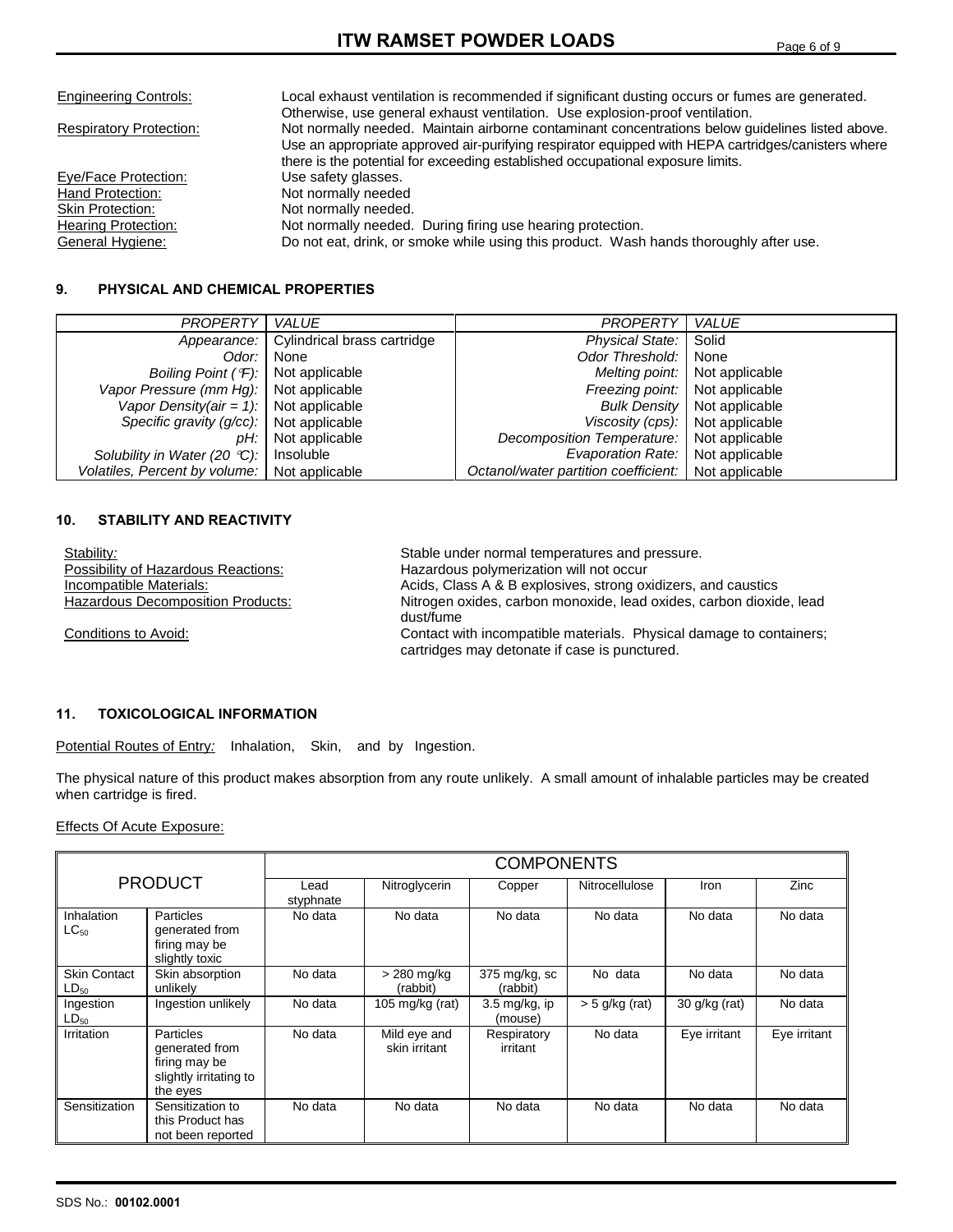Engineering Controls: Local exhaust ventilation is recommended if significant dusting occurs or fumes are generated. Otherwise, use general exhaust ventilation. Use explosion-proof ventilation.

Respiratory Protection: Not normally needed. Maintain airborne contaminant concentrations below guidelines listed above. Use an appropriate approved air-purifying respirator equipped with HEPA cartridges/canisters where there is the potential for exceeding established occupational exposure limits.

Eye/Face Protection: Use safety glasses.

Hand Protection: Not normally needed

Skin Protection: Not normally needed.

Hearing Protection: Not normally needed. During firing use hearing protection.

General Hygiene: Do not eat, drink, or smoke while using this product. Wash hands thoroughly after use.

## 9. PHYSICAL AND CHEMICAL PROPERTIES

| *PROPERTY* | *VALUE* | *PROPERTY* | *VALUE* |
|---|---|---|---|
| *Appearance:* | Cylindrical brass cartridge | *Physical State:* | Solid |
| *Odor:* | None | *Odor Threshold:* | None |
| *Boiling Point (°F):* | Not applicable | *Melting point:* | Not applicable |
| *Vapor Pressure (mm Hg):* | Not applicable | *Freezing point:* | Not applicable |
| *Vapor Density(air = 1):* | Not applicable | *Bulk Density* | Not applicable |
| *Specific gravity (g/cc):* | Not applicable | *Viscosity (cps):* | Not applicable |
| *pH:* | Not applicable | *Decomposition Temperature:* | Not applicable |
| *Solubility in Water (20 °C):* | Insoluble | *Evaporation Rate:* | Not applicable |
| *Volatiles, Percent by volume:* | Not applicable | *Octanol/water partition coefficient:* | Not applicable |

## 10. STABILITY AND REACTIVITY

Stability: Stable under normal temperatures and pressure.

Possibility of Hazardous Reactions: Hazardous polymerization will not occur

Incompatible Materials: Acids, Class A & B explosives, strong oxidizers, and caustics

Hazardous Decomposition Products: Nitrogen oxides, carbon monoxide, lead oxides, carbon dioxide, lead dust/fume

Conditions to Avoid: Contact with incompatible materials. Physical damage to containers; cartridges may detonate if case is punctured.

## 11. TOXICOLOGICAL INFORMATION

Potential Routes of Entry: Inhalation, Skin, and by Ingestion.

The physical nature of this product makes absorption from any route unlikely. A small amount of inhalable particles may be created when cartridge is fired.

Effects Of Acute Exposure:

| PRODUCT | | COMPONENTS | | | | | |
|---|---|---|---|---|---|---|---|
| | | Lead styphnate | Nitroglycerin | Copper | Nitrocellulose | Iron | Zinc |
| Inhalation $LC_{50}$ | Particles generated from firing may be slightly toxic | No data | No data | No data | No data | No data | No data |
| Skin Contact $LD_{50}$ | Skin absorption unlikely | No data | > 280 mg/kg (rabbit) | 375 mg/kg, sc (rabbit) | No data | No data | No data |
| Ingestion $LD_{50}$ | Ingestion unlikely | No data | 105 mg/kg (rat) | 3.5 mg/kg, ip (mouse) | > 5 g/kg (rat) | 30 g/kg (rat) | No data |
| Irritation | Particles generated from firing may be slightly irritating to the eyes | No data | Mild eye and skin irritant | Respiratory irritant | No data | Eye irritant | Eye irritant |
| Sensitization | Sensitization to this Product has not been reported | No data | No data | No data | No data | No data | No data |

SDS No.: **00102.0001**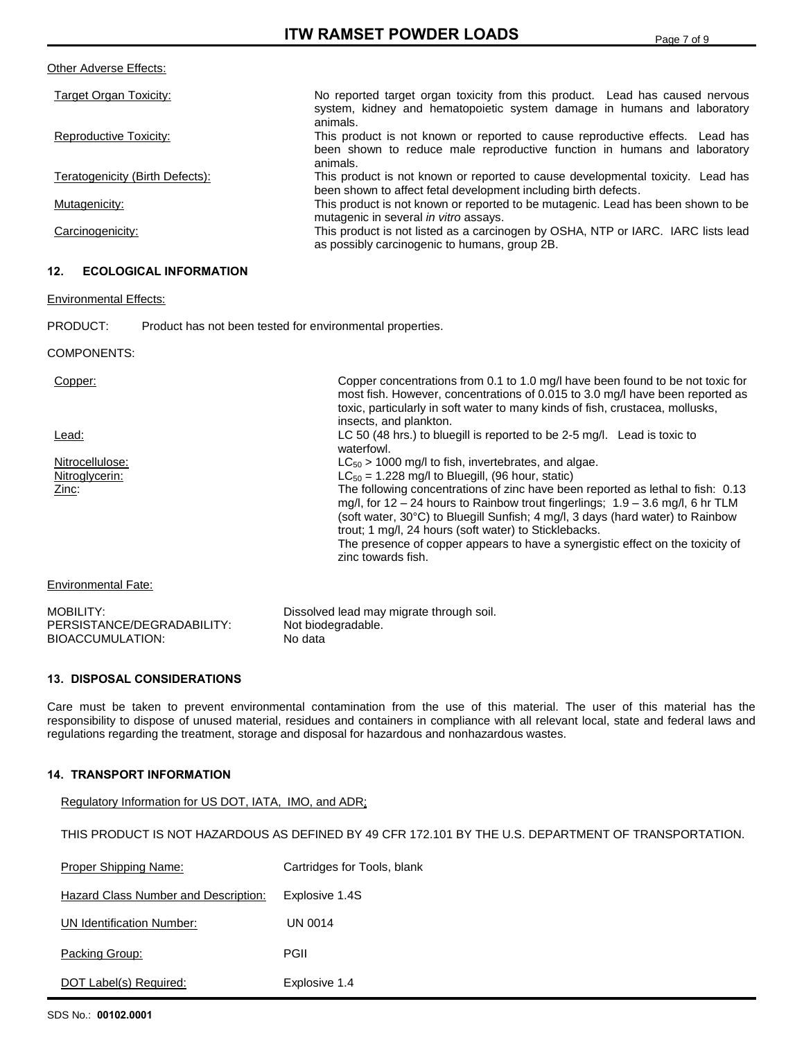Other Adverse Effects:

| | |
|---|---|
| Target Organ Toxicity: | No reported target organ toxicity from this product. Lead has caused nervous system, kidney and hematopoietic system damage in humans and laboratory animals. |
| Reproductive Toxicity: | This product is not known or reported to cause reproductive effects. Lead has been shown to reduce male reproductive function in humans and laboratory animals. |
| Teratogenicity (Birth Defects): | This product is not known or reported to cause developmental toxicity. Lead has been shown to affect fetal development including birth defects. |
| Mutagenicity: | This product is not known or reported to be mutagenic. Lead has been shown to be mutagenic in several *in vitro* assays. |
| Carcinogenicity: | This product is not listed as a carcinogen by OSHA, NTP or IARC. IARC lists lead as possibly carcinogenic to humans, group 2B. |

## 12. ECOLOGICAL INFORMATION

Environmental Effects:

PRODUCT: Product has not been tested for environmental properties.

COMPONENTS:

| | |
|---|---|
| Copper: | Copper concentrations from 0.1 to 1.0 mg/l have been found to be not toxic for most fish. However, concentrations of 0.015 to 3.0 mg/l have been reported as toxic, particularly in soft water to many kinds of fish, crustacea, mollusks, insects, and plankton. |
| Lead: | LC 50 (48 hrs.) to bluegill is reported to be 2-5 mg/l. Lead is toxic to waterfowl. |
| Nitrocellulose: | $LC_{50}$ > 1000 mg/l to fish, invertebrates, and algae. |
| Nitroglycerin: | $LC_{50}$ = 1.228 mg/l to Bluegill, (96 hour, static) |
| Zinc: | The following concentrations of zinc have been reported as lethal to fish: 0.13 mg/l, for 12 – 24 hours to Rainbow trout fingerlings; 1.9 – 3.6 mg/l, 6 hr TLM (soft water, 30°C) to Bluegill Sunfish; 4 mg/l, 3 days (hard water) to Rainbow trout; 1 mg/l, 24 hours (soft water) to Sticklebacks. The presence of copper appears to have a synergistic effect on the toxicity of zinc towards fish. |

Environmental Fate:

| | |
|---|---|
| MOBILITY: | Dissolved lead may migrate through soil. |
| PERSISTANCE/DEGRADABILITY: | Not biodegradable. |
| BIOACCUMULATION: | No data |

## 13. DISPOSAL CONSIDERATIONS

Care must be taken to prevent environmental contamination from the use of this material. The user of this material has the responsibility to dispose of unused material, residues and containers in compliance with all relevant local, state and federal laws and regulations regarding the treatment, storage and disposal for hazardous and nonhazardous wastes.

## 14. TRANSPORT INFORMATION

Regulatory Information for US DOT, IATA, IMO, and ADR:

THIS PRODUCT IS NOT HAZARDOUS AS DEFINED BY 49 CFR 172.101 BY THE U.S. DEPARTMENT OF TRANSPORTATION.

| | |
|---|---|
| Proper Shipping Name: | Cartridges for Tools, blank |
| Hazard Class Number and Description: | Explosive 1.4S |
| UN Identification Number: | UN 0014 |
| Packing Group: | PGII |
| DOT Label(s) Required: | Explosive 1.4 |

SDS No.: **00102.0001**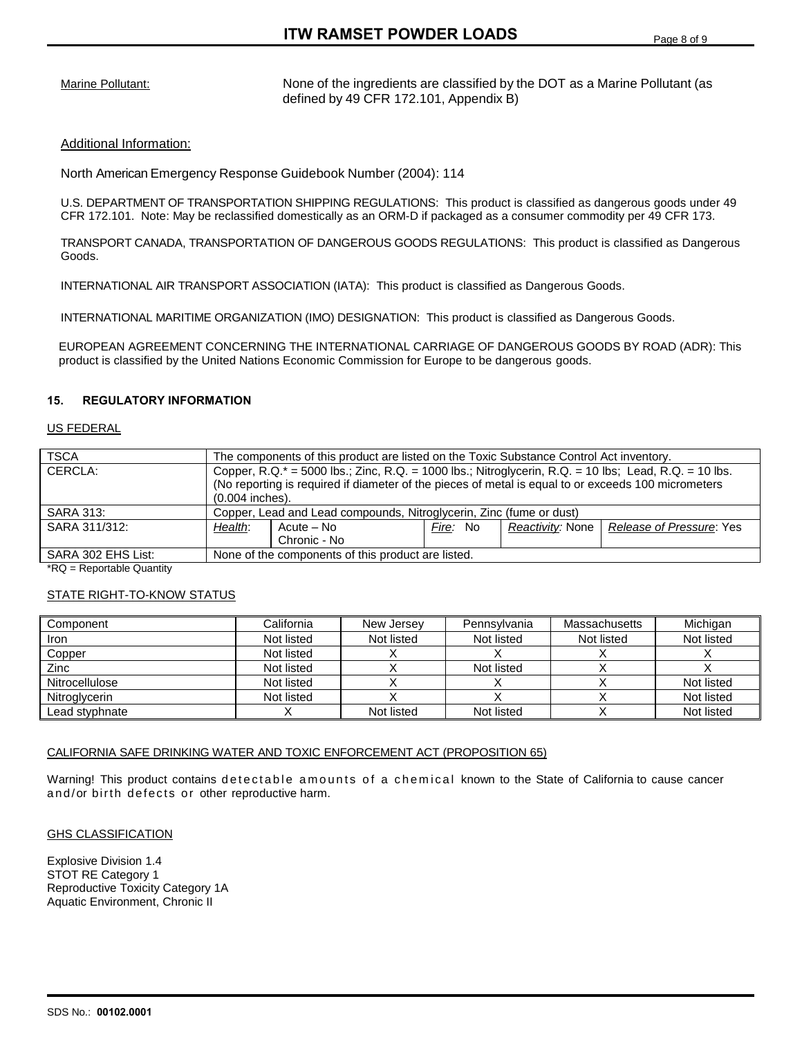Marine Pollutant: None of the ingredients are classified by the DOT as a Marine Pollutant (as defined by 49 CFR 172.101, Appendix B)

Additional Information:

North American Emergency Response Guidebook Number (2004): 114

U.S. DEPARTMENT OF TRANSPORTATION SHIPPING REGULATIONS: This product is classified as dangerous goods under 49 CFR 172.101. Note: May be reclassified domestically as an ORM-D if packaged as a consumer commodity per 49 CFR 173.

TRANSPORT CANADA, TRANSPORTATION OF DANGEROUS GOODS REGULATIONS: This product is classified as Dangerous Goods.

INTERNATIONAL AIR TRANSPORT ASSOCIATION (IATA): This product is classified as Dangerous Goods.

INTERNATIONAL MARITIME ORGANIZATION (IMO) DESIGNATION: This product is classified as Dangerous Goods.

EUROPEAN AGREEMENT CONCERNING THE INTERNATIONAL CARRIAGE OF DANGEROUS GOODS BY ROAD (ADR): This product is classified by the United Nations Economic Commission for Europe to be dangerous goods.

## 15. REGULATORY INFORMATION

US FEDERAL

| | | | | | |
|---|---|---|---|---|---|
| TSCA | The components of this product are listed on the Toxic Substance Control Act inventory. | | | | |
| CERCLA: | Copper, R.Q.* = 5000 lbs.; Zinc, R.Q. = 1000 lbs.; Nitroglycerin, R.Q. = 10 lbs; Lead, R.Q. = 10 lbs. (No reporting is required if diameter of the pieces of metal is equal to or exceeds 100 micrometers (0.004 inches). | | | | |
| SARA 313: | Copper, Lead and Lead compounds, Nitroglycerin, Zinc (fume or dust) | | | | |
| SARA 311/312: | *Health*: | Acute – No<br>Chronic - No | *Fire:* No | *Reactivity:* None | *Release of Pressure*: Yes |
| SARA 302 EHS List: | None of the components of this product are listed. | | | | |

*RQ = Reportable Quantity

STATE RIGHT-TO-KNOW STATUS

| Component | California | New Jersey | Pennsylvania | Massachusetts | Michigan |
|---|---|---|---|---|---|
| Iron | Not listed | Not listed | Not listed | Not listed | Not listed |
| Copper | Not listed | X | X | X | X |
| Zinc | Not listed | X | Not listed | X | X |
| Nitrocellulose | Not listed | X | X | X | Not listed |
| Nitroglycerin | Not listed | X | X | X | Not listed |
| Lead styphnate | X | Not listed | Not listed | X | Not listed |

CALIFORNIA SAFE DRINKING WATER AND TOXIC ENFORCEMENT ACT (PROPOSITION 65)

Warning! This product contains detectable amounts of a chemical known to the State of California to cause cancer and/or birth defects or other reproductive harm.

GHS CLASSIFICATION

Explosive Division 1.4
STOT RE Category 1
Reproductive Toxicity Category 1A
Aquatic Environment, Chronic II

SDS No.: **00102.0001**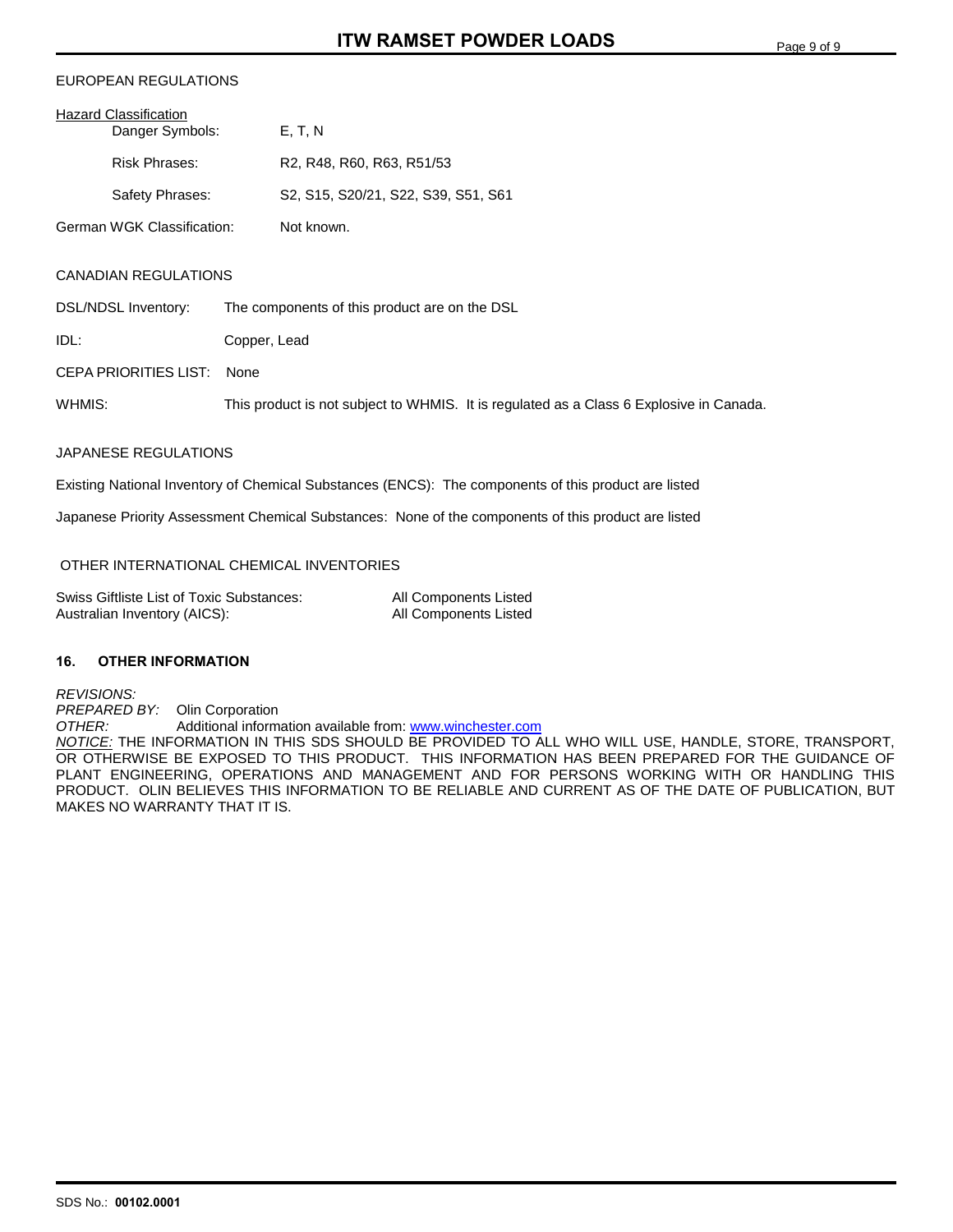EUROPEAN REGULATIONS

Hazard Classification

| | |
|---|---|
| Danger Symbols: | E, T, N |
| Risk Phrases: | R2, R48, R60, R63, R51/53 |
| Safety Phrases: | S2, S15, S20/21, S22, S39, S51, S61 |
| German WGK Classification: | Not known. |

CANADIAN REGULATIONS

| | |
|---|---|
| DSL/NDSL Inventory: | The components of this product are on the DSL |
| IDL: | Copper, Lead |
| CEPA PRIORITIES LIST: | None |
| WHMIS: | This product is not subject to WHMIS. It is regulated as a Class 6 Explosive in Canada. |

JAPANESE REGULATIONS

Existing National Inventory of Chemical Substances (ENCS): The components of this product are listed

Japanese Priority Assessment Chemical Substances: None of the components of this product are listed

OTHER INTERNATIONAL CHEMICAL INVENTORIES

| | |
|---|---|
| Swiss Giftliste List of Toxic Substances: | All Components Listed |
| Australian Inventory (AICS): | All Components Listed |

## 16. OTHER INFORMATION

*REVISIONS:*
*PREPARED BY:* Olin Corporation
*OTHER:* Additional information available from: www.winchester.com
*NOTICE:* THE INFORMATION IN THIS SDS SHOULD BE PROVIDED TO ALL WHO WILL USE, HANDLE, STORE, TRANSPORT, OR OTHERWISE BE EXPOSED TO THIS PRODUCT. THIS INFORMATION HAS BEEN PREPARED FOR THE GUIDANCE OF PLANT ENGINEERING, OPERATIONS AND MANAGEMENT AND FOR PERSONS WORKING WITH OR HANDLING THIS PRODUCT. OLIN BELIEVES THIS INFORMATION TO BE RELIABLE AND CURRENT AS OF THE DATE OF PUBLICATION, BUT MAKES NO WARRANTY THAT IT IS.